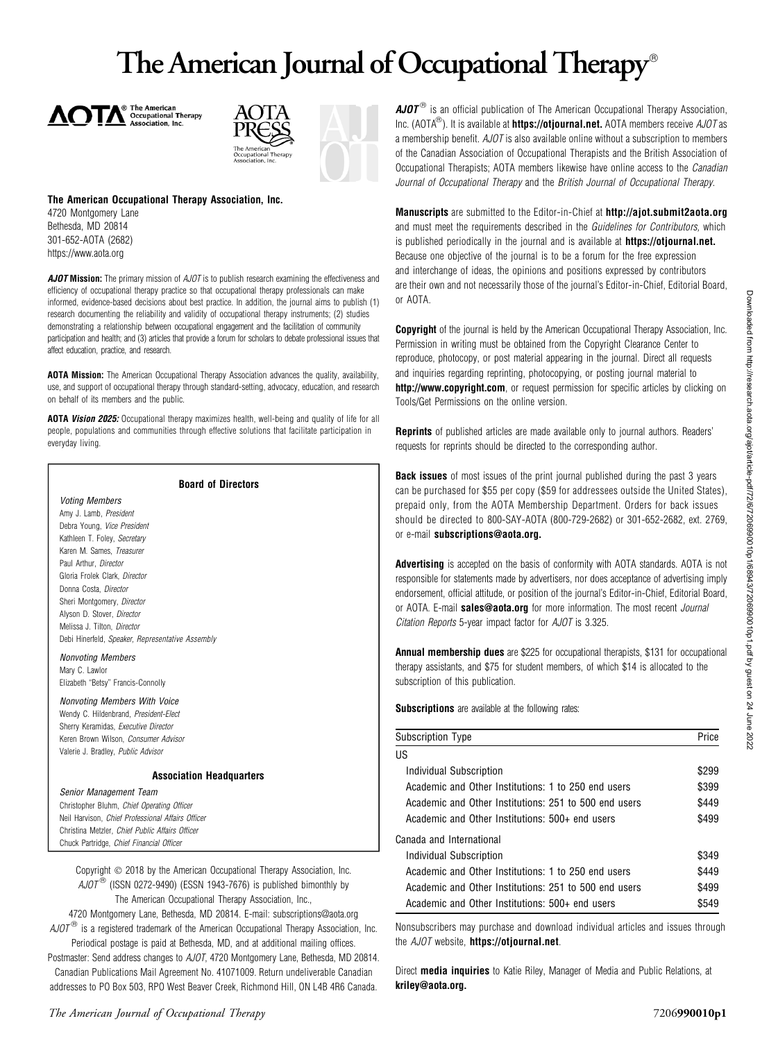# The American Journal of Occupational Therapy®

**The American Occupational Therapy Association, Inc.**
4720 Montgomery Lane
Bethesda, MD 20814
301-652-AOTA (2682)
https://www.aota.org

***AJOT* Mission:** The primary mission of *AJOT* is to publish research examining the effectiveness and efficiency of occupational therapy practice so that occupational therapy professionals can make informed, evidence-based decisions about best practice. In addition, the journal aims to publish (1) research documenting the reliability and validity of occupational therapy instruments; (2) studies demonstrating a relationship between occupational engagement and the facilitation of community participation and health; and (3) articles that provide a forum for scholars to debate professional issues that affect education, practice, and research.

**AOTA Mission:** The American Occupational Therapy Association advances the quality, availability, use, and support of occupational therapy through standard-setting, advocacy, education, and research on behalf of its members and the public.

**AOTA *Vision 2025:*** Occupational therapy maximizes health, well-being and quality of life for all people, populations and communities through effective solutions that facilitate participation in everyday living.

### Board of Directors

*Voting Members*
Amy J. Lamb, *President*
Debra Young, *Vice President*
Kathleen T. Foley, *Secretary*
Karen M. Sames, *Treasurer*
Paul Arthur, *Director*
Gloria Frolek Clark, *Director*
Donna Costa, *Director*
Sheri Montgomery, *Director*
Alyson D. Stover, *Director*
Melissa J. Tilton, *Director*
Debi Hinerfeld, *Speaker, Representative Assembly*

*Nonvoting Members*
Mary C. Lawlor
Elizabeth "Betsy" Francis-Connolly

*Nonvoting Members With Voice*
Wendy C. Hildenbrand, *President-Elect*
Sherry Keramidas, *Executive Director*
Keren Brown Wilson, *Consumer Advisor*
Valerie J. Bradley, *Public Advisor*

### Association Headquarters

*Senior Management Team*
Christopher Bluhm, *Chief Operating Officer*
Neil Harvison, *Chief Professional Affairs Officer*
Christina Metzler, *Chief Public Affairs Officer*
Chuck Partridge, *Chief Financial Officer*

Copyright © 2018 by the American Occupational Therapy Association, Inc.
*AJOT*® (ISSN 0272-9490) (ESSN 1943-7676) is published bimonthly by The American Occupational Therapy Association, Inc., 4720 Montgomery Lane, Bethesda, MD 20814. E-mail: subscriptions@aota.org
*AJOT*® is a registered trademark of the American Occupational Therapy Association, Inc.
Periodical postage is paid at Bethesda, MD, and at additional mailing offices.
Postmaster: Send address changes to *AJOT*, 4720 Montgomery Lane, Bethesda, MD 20814.
Canadian Publications Mail Agreement No. 41071009. Return undeliverable Canadian addresses to PO Box 503, RPO West Beaver Creek, Richmond Hill, ON L4B 4R6 Canada.

***AJOT*®** is an official publication of The American Occupational Therapy Association, Inc. (AOTA®). It is available at **https://otjournal.net.** AOTA members receive *AJOT* as a membership benefit. *AJOT* is also available online without a subscription to members of the Canadian Association of Occupational Therapists and the British Association of Occupational Therapists; AOTA members likewise have online access to the *Canadian Journal of Occupational Therapy* and the *British Journal of Occupational Therapy*.

**Manuscripts** are submitted to the Editor-in-Chief at **http://ajot.submit2aota.org** and must meet the requirements described in the *Guidelines for Contributors,* which is published periodically in the journal and is available at **https://otjournal.net.** Because one objective of the journal is to be a forum for the free expression and interchange of ideas, the opinions and positions expressed by contributors are their own and not necessarily those of the journal's Editor-in-Chief, Editorial Board, or AOTA.

**Copyright** of the journal is held by the American Occupational Therapy Association, Inc. Permission in writing must be obtained from the Copyright Clearance Center to reproduce, photocopy, or post material appearing in the journal. Direct all requests and inquiries regarding reprinting, photocopying, or posting journal material to **http://www.copyright.com**, or request permission for specific articles by clicking on Tools/Get Permissions on the online version.

**Reprints** of published articles are made available only to journal authors. Readers' requests for reprints should be directed to the corresponding author.

**Back issues** of most issues of the print journal published during the past 3 years can be purchased for $55 per copy ($59 for addressees outside the United States), prepaid only, from the AOTA Membership Department. Orders for back issues should be directed to 800-SAY-AOTA (800-729-2682) or 301-652-2682, ext. 2769, or e-mail **subscriptions@aota.org.**

**Advertising** is accepted on the basis of conformity with AOTA standards. AOTA is not responsible for statements made by advertisers, nor does acceptance of advertising imply endorsement, official attitude, or position of the journal's Editor-in-Chief, Editorial Board, or AOTA. E-mail **sales@aota.org** for more information. The most recent *Journal Citation Reports* 5-year impact factor for *AJOT* is 3.325.

**Annual membership dues** are $225 for occupational therapists, $131 for occupational therapy assistants, and $75 for student members, of which $14 is allocated to the subscription of this publication.

**Subscriptions** are available at the following rates:

| Subscription Type | Price |
|---|---|
| US | |
| Individual Subscription | $299 |
| Academic and Other Institutions: 1 to 250 end users | $399 |
| Academic and Other Institutions: 251 to 500 end users | $449 |
| Academic and Other Institutions: 500+ end users | $499 |
| Canada and International | |
| Individual Subscription | $349 |
| Academic and Other Institutions: 1 to 250 end users | $449 |
| Academic and Other Institutions: 251 to 500 end users | $499 |
| Academic and Other Institutions: 500+ end users | $549 |

Nonsubscribers may purchase and download individual articles and issues through the *AJOT* website, **https://otjournal.net**.

Direct **media inquiries** to Katie Riley, Manager of Media and Public Relations, at **kriley@aota.org.**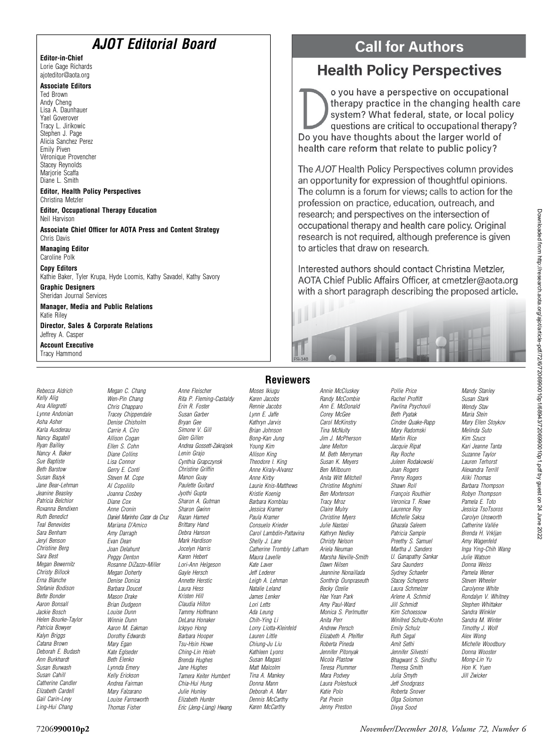## AJOT Editorial Board

**Editor-in-Chief**
Lorie Gage Richards
ajoteditor@aota.org

**Associate Editors**
Ted Brown
Andy Cheng
Lisa A. Daunhauer
Yael Goverover
Tracy L. Jirikowic
Stephen J. Page
Alicia Sanchez Perez
Emily Piven
Véronique Provencher
Stacey Reynolds
Marjorie Scaffa
Diane L. Smith

**Editor, Health Policy Perspectives**
Christina Metzler

**Editor, Occupational Therapy Education**
Neil Harvison

**Associate Chief Officer for AOTA Press and Content Strategy**
Chris Davis

**Managing Editor**
Caroline Polk

**Copy Editors**
Kathie Baker, Tyler Krupa, Hyde Loomis, Kathy Savadel, Kathy Savory

**Graphic Designers**
Sheridan Journal Services

**Manager, Media and Public Relations**
Katie Riley

**Director, Sales & Corporate Relations**
Jeffrey A. Casper

**Account Executive**
Tracy Hammond

## Call for Authors

### Health Policy Perspectives

Do you have a perspective on occupational therapy practice in the changing health care system? What federal, state, or local policy questions are critical to occupational therapy? Do you have thoughts about the larger world of health care reform that relate to public policy?

The *AJOT* Health Policy Perspectives column provides an opportunity for expression of thoughtful opinions. The column is a forum for views; calls to action for the profession on practice, education, outreach, and research; and perspectives on the intersection of occupational therapy and health care policy. Original research is not required, although preference is given to articles that draw on research.

Interested authors should contact Christina Metzler, AOTA Chief Public Affairs Officer, at cmetzler@aota.org with a short paragraph describing the proposed article.

PR-340

## Reviewers

*Rebecca Aldrich*
*Kelly Alig*
*Ana Allegretti*
*Lynne Andonian*
*Asha Asher*
*Karla Ausderau*
*Nancy Bagatell*
*Ryan Bailey*
*Nancy A. Baker*
*Sue Baptiste*
*Beth Barstow*
*Susan Bazyk*
*Jane Bear-Lehman*
*Jeanine Beasley*
*Patricia Belchior*
*Roxanna Bendixen*
*Ruth Benedict*
*Teal Benevides*
*Sara Benham*
*Jeryl Benson*
*Christine Berg*
*Sara Best*
*Megan Bewernitz*
*Christy Billock*
*Erna Blanche*
*Stefanie Bodison*
*Bette Bonder*
*Aaron Bonsall*
*Jackie Bosch*
*Helen Bourke-Taylor*
*Patricia Bowyer*
*Kalyn Briggs*
*Catana Brown*
*Deborah E. Budash*
*Ann Burkhardt*
*Susan Burwash*
*Susan Cahill*
*Catherine Candler*
*Elizabeth Cardell*
*Gail Carin-Levy*
*Ling-Hui Chang*
*Megan C. Chang*
*Wen-Pin Chang*
*Chris Chapparo*
*Tracey Chippendale*
*Denise Chisholm*
*Carrie A. Ciro*
*Allison Cogan*
*Ellen S. Cohn*
*Diane Collins*
*Lisa Connor*
*Gerry E. Conti*
*Steven M. Cope*
*Al Copolillo*
*Joanna Cosbey*
*Diane Cox*
*Anne Cronin*
*Daniel Marinho Cezar da Cruz*
*Mariana D'Amico*
*Amy Darragh*
*Evan Dean*
*Joan Delahunt*
*Peggy Denton*
*Rosanne DiZazzo-Miller*
*Megan Doherty*
*Denise Donica*
*Barbara Doucet*
*Mason Drake*
*Brian Dudgeon*
*Louise Dunn*
*Winnie Dunn*
*Aaron M. Eakman*
*Dorothy Edwards*
*Mary Egan*
*Kate Eglseder*
*Beth Elenko*
*Lynnda Emery*
*Kelly Erickson*
*Andrea Fairman*
*Mary Falzarano*
*Louise Farnsworth*
*Thomas Fisher*
*Anne Fleischer*
*Rita P. Fleming-Castaldy*
*Erin R. Foster*
*Susan Garber*
*Bryan Gee*
*Simone V. Gill*
*Glen Gillen*
*Andrea Gossett-Zakrajsek*
*Lenin Grajo*
*Cynthia Grapczynsk*
*Christine Griffin*
*Manon Guay*
*Paulette Guitard*
*Jyothi Gupta*
*Sharon A. Gutman*
*Sharon Gwinn*
*Razan Hamed*
*Brittany Hand*
*Debra Hanson*
*Mark Hardison*
*Jocelyn Harris*
*Karen Hebert*
*Lori-Ann Helgeson*
*Gayle Hersch*
*Annette Herstic*
*Laura Hess*
*Kristen Hill*
*Claudia Hilton*
*Tammy Hoffmann*
*DeLana Honaker*
*Ickpyo Hong*
*Barbara Hooper*
*Tsu-Hsin Howe*
*Ching-Lin Hsieh*
*Brenda Hughes*
*Jane Hughes*
*Tamera Keiter Humbert*
*Chia-Hui Hung*
*Julie Hunley*
*Elizabeth Hunter*
*Eric (Jeng-Liang) Hwang*
*Moses Ikiugu*
*Karen Jacobs*
*Rennie Jacobs*
*Lynn E. Jaffe*
*Kathryn Jarvis*
*Brian Johnson*
*Bong-Kan Jung*
*Young Kim*
*Allison King*
*Theodore I. King*
*Anne Kiraly-Alvarez*
*Anne Kirby*
*Laurie Knis-Matthews*
*Kristie Koenig*
*Barbara Kornblau*
*Jessica Kramer*
*Paula Kramer*
*Consuelo Krieder*
*Carol Lambdin-Pattavina*
*Shelly J. Lane*
*Catherine Trombly Latham*
*Maura Lavelle*
*Kate Laver*
*Jeff Lederer*
*Leigh A. Lehman*
*Natalie Leland*
*James Lenker*
*Lori Letts*
*Ada Leung*
*Chih-Ying Li*
*Lorry Liotta-Kleinfeld*
*Lauren Little*
*Chiung-Ju Liu*
*Kathleen Lyons*
*Susan Magasi*
*Matt Malcolm*
*Tina A. Mankey*
*Donna Mann*
*Deborah A. Marr*
*Dennis McCarthy*
*Karen McCarthy*
*Annie McCluskey*
*Randy McCombie*
*Ann E. McDonald*
*Corey McGee*
*Carol McKinstry*
*Tina McNulty*
*Jim J. McPherson*
*Jane Melton*
*M. Beth Merryman*
*Susan K. Meyers*
*Ben Milbourn*
*Anita Witt Mitchell*
*Christine Moghimi*
*Ben Mortenson*
*Tracy Mroz*
*Claire Mulry*
*Christine Myers*
*Julie Nastasi*
*Kathryn Nedley*
*Christy Nelson*
*Ariela Neuman*
*Marsha Neville-Smith*
*Dawn Nilsen*
*Jeannine Nonaillada*
*Sonthrip Ounpraseuth*
*Becky Ozelie*
*Hae Yean Park*
*Amy Paul-Ward*
*Monica S. Perlmutter*
*Anita Perr*
*Andrew Persch*
*Elizabeth A. Pfeiffer*
*Roberta Pineda*
*Jennifer Pitonyak*
*Nicola Plastow*
*Teresa Plummer*
*Mara Podvey*
*Laura Poleshuck*
*Katie Polo*
*Pat Precin*
*Jenny Preston*
*Pollie Price*
*Rachel Proffitt*
*Pavlina Psychouli*
*Beth Pyatak*
*Cindee Quake-Rapp*
*Mary Radomski*
*Martin Rice*
*Jacquie Ripat*
*Ray Roche*
*Juleen Rodakowski*
*Joan Rogers*
*Penny Rogers*
*Shawn Roll*
*François Routhier*
*Veronica T. Rowe*
*Laurence Roy*
*Michelle Saksa*
*Ghazala Saleem*
*Patricia Sample*
*Preethy S. Samuel*
*Martha J. Sanders*
*U. Ganapathy Sankar*
*Sara Saunders*
*Sydney Schaefer*
*Stacey Schepens*
*Laura Schmelzer*
*Arlene A. Schmid*
*Jill Schmidt*
*Kim Schoessow*
*Winifred Schultz-Krohn*
*Emily Schulz*
*Ruth Segal*
*Amit Sethi*
*Jennifer Silvestri*
*Bhagwant S. Sindhu*
*Theresa Smith*
*Julia Smyth*
*Jeff Snodgrass*
*Roberta Snover*
*Olga Solomon*
*Divya Sood*
*Mandy Stanley*
*Susan Stark*
*Wendy Stav*
*Maria Stein*
*Mary Ellen Stoykov*
*Melinda Suto*
*Kim Szucs*
*Kari Jeanne Tanta*
*Suzanne Taylor*
*Lauren Terhorst*
*Alexandra Terrill*
*Aliki Thomas*
*Barbara Thompson*
*Robyn Thompson*
*Pamela E. Toto*
*Jessica TsoTsoros*
*Carolyn Unsworth*
*Catherine Vallée*
*Brenda H. Vrkljan*
*Amy Wagenfeld*
*Inga Ying-Chih Wang*
*Julie Watson*
*Donna Weiss*
*Pamela Wener*
*Steven Wheeler*
*Carolynne White*
*Rondalyn V. Whitney*
*Stephen Whittaker*
*Sandra Winkler*
*Sandra M. Winter*
*Timothy J. Wolf*
*Alex Wong*
*Michelle Woodbury*
*Donna Wooster*
*Mong-Lin Yu*
*Hon K. Yuen*
*Jill Zwicker*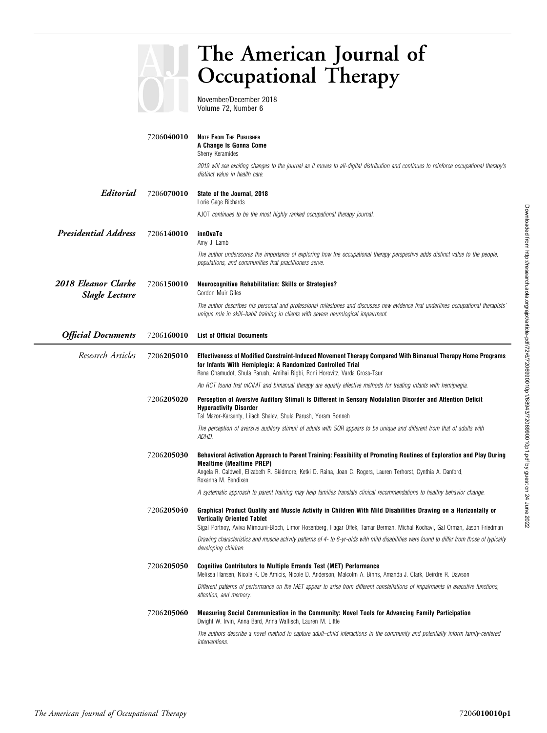# The American Journal of Occupational Therapy

November/December 2018
Volume 72, Number 6

**7206040010** **NOTE FROM THE PUBLISHER**
**A Change Is Gonna Come**
Sherry Keramides

*2019 will see exciting changes to the journal as it moves to all-digital distribution and continues to reinforce occupational therapy's distinct value in health care.*

## *Editorial*

**7206070010** **State of the Journal, 2018**
Lorie Gage Richards

*AJOT continues to be the most highly ranked occupational therapy journal.*

## *Presidential Address*

**7206140010** **innOvaTe**
Amy J. Lamb

*The author underscores the importance of exploring how the occupational therapy perspective adds distinct value to the people, populations, and communities that practitioners serve.*

## *2018 Eleanor Clarke Slagle Lecture*

**7206150010** **Neurocognitive Rehabilitation: Skills or Strategies?**
Gordon Muir Giles

*The author describes his personal and professional milestones and discusses new evidence that underlines occupational therapists' unique role in skill–habit training in clients with severe neurological impairment.*

## *Official Documents*

**7206160010** **List of Official Documents**

## *Research Articles*

**7206205010** **Effectiveness of Modified Constraint-Induced Movement Therapy Compared With Bimanual Therapy Home Programs for Infants With Hemiplegia: A Randomized Controlled Trial**
Rena Chamudot, Shula Parush, Amihai Rigbi, Roni Horovitz, Varda Gross-Tsur

*An RCT found that mCIMT and bimanual therapy are equally effective methods for treating infants with hemiplegia.*

**7206205020** **Perception of Aversive Auditory Stimuli Is Different in Sensory Modulation Disorder and Attention Deficit Hyperactivity Disorder**
Tal Mazor-Karsenty, Lilach Shalev, Shula Parush, Yoram Bonneh

*The perception of aversive auditory stimuli of adults with SOR appears to be unique and different from that of adults with ADHD.*

**7206205030** **Behavioral Activation Approach to Parent Training: Feasibility of Promoting Routines of Exploration and Play During Mealtime (Mealtime PREP)**
Angela R. Caldwell, Elizabeth R. Skidmore, Ketki D. Raina, Joan C. Rogers, Lauren Terhorst, Cynthia A. Danford, Roxanna M. Bendixen

*A systematic approach to parent training may help families translate clinical recommendations to healthy behavior change.*

**7206205040** **Graphical Product Quality and Muscle Activity in Children With Mild Disabilities Drawing on a Horizontally or Vertically Oriented Tablet**
Sigal Portnoy, Aviva Mimouni-Bloch, Limor Rosenberg, Hagar Offek, Tamar Berman, Michal Kochavi, Gal Orman, Jason Friedman

*Drawing characteristics and muscle activity patterns of 4- to 6-yr-olds with mild disabilities were found to differ from those of typically developing children.*

**7206205050** **Cognitive Contributors to Multiple Errands Test (MET) Performance**
Melissa Hansen, Nicole K. De Amicis, Nicole D. Anderson, Malcolm A. Binns, Amanda J. Clark, Deirdre R. Dawson

*Different patterns of performance on the MET appear to arise from different constellations of impairments in executive functions, attention, and memory.*

**7206205060** **Measuring Social Communication in the Community: Novel Tools for Advancing Family Participation**
Dwight W. Irvin, Anna Bard, Anna Wallisch, Lauren M. Little

*The authors describe a novel method to capture adult–child interactions in the community and potentially inform family-centered interventions.*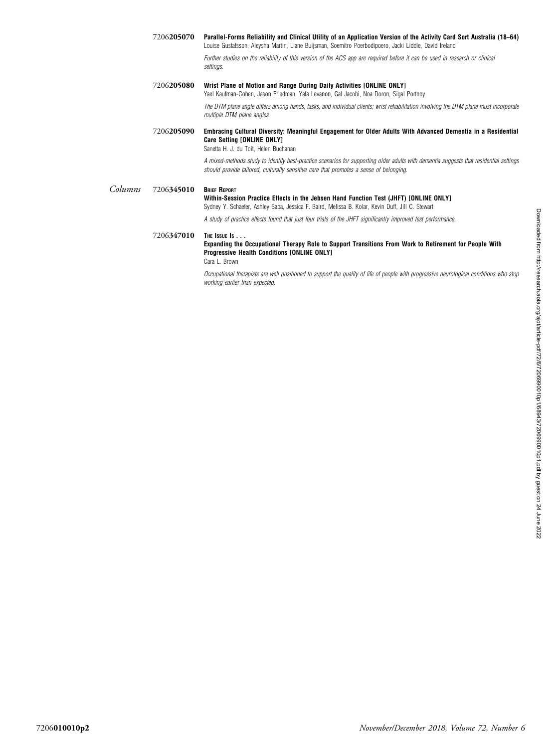7206205070 **Parallel-Forms Reliability and Clinical Utility of an Application Version of the Activity Card Sort Australia (18–64)**
Louise Gustafsson, Aleysha Martin, Liane Buijsman, Soemitro Poerbodipoero, Jacki Liddle, David Ireland

*Further studies on the reliability of this version of the ACS app are required before it can be used in research or clinical settings.*

7206205080 **Wrist Plane of Motion and Range During Daily Activities [ONLINE ONLY]**
Yael Kaufman-Cohen, Jason Friedman, Yafa Levanon, Gal Jacobi, Noa Doron, Sigal Portnoy

*The DTM plane angle differs among hands, tasks, and individual clients; wrist rehabilitation involving the DTM plane must incorporate multiple DTM plane angles.*

7206205090 **Embracing Cultural Diversity: Meaningful Engagement for Older Adults With Advanced Dementia in a Residential Care Setting [ONLINE ONLY]**
Sanetta H. J. du Toit, Helen Buchanan

*A mixed-methods study to identify best-practice scenarios for supporting older adults with dementia suggests that residential settings should provide tailored, culturally sensitive care that promotes a sense of belonging.*

## Columns

7206345010 **Brief Report**
**Within-Session Practice Effects in the Jebsen Hand Function Test (JHFT) [ONLINE ONLY]**
Sydney Y. Schaefer, Ashley Saba, Jessica F. Baird, Melissa B. Kolar, Kevin Duff, Jill C. Stewart

*A study of practice effects found that just four trials of the JHFT significantly improved test performance.*

7206347010 **The Issue Is . . .**
**Expanding the Occupational Therapy Role to Support Transitions From Work to Retirement for People With Progressive Health Conditions [ONLINE ONLY]**
Cara L. Brown

*Occupational therapists are well positioned to support the quality of life of people with progressive neurological conditions who stop working earlier than expected.*